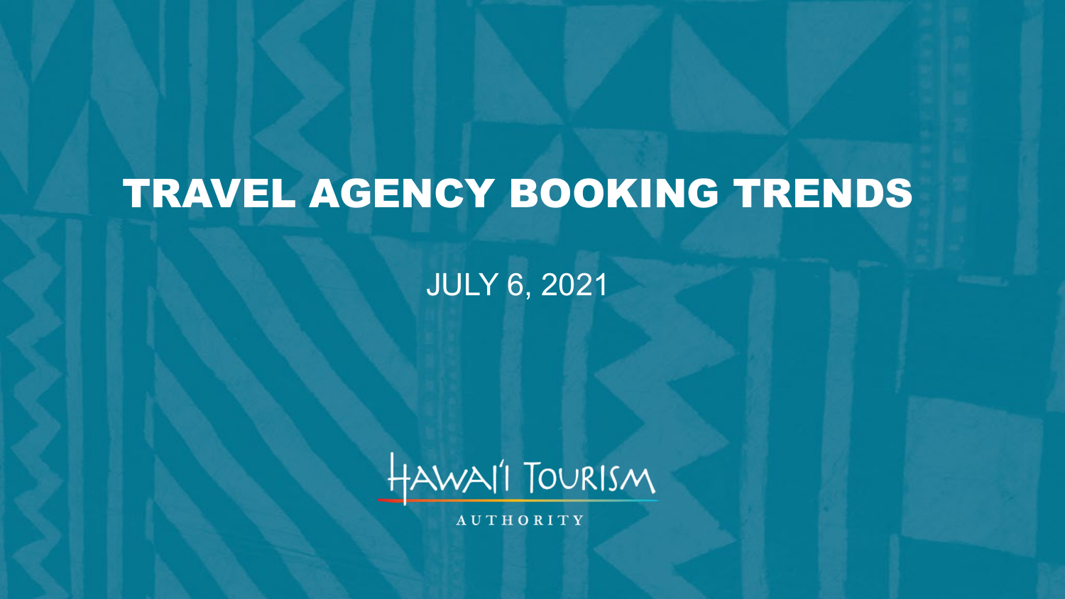# TRAVEL AGENCY BOOKING TRENDS

JULY 6, 2021

HAWAI'I TOURISM AUTHORITY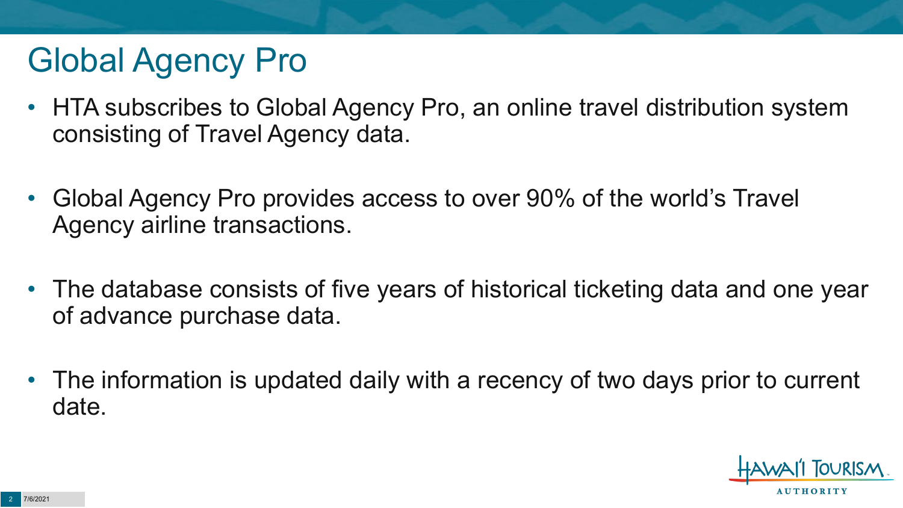# Global Agency Pro

- HTA subscribes to Global Agency Pro, an online travel distribution system consisting of Travel Agency data.
- Global Agency Pro provides access to over 90% of the world's Travel Agency airline transactions.
- The database consists of five years of historical ticketing data and one year of advance purchase data.
- The information is updated daily with a recency of two days prior to current date.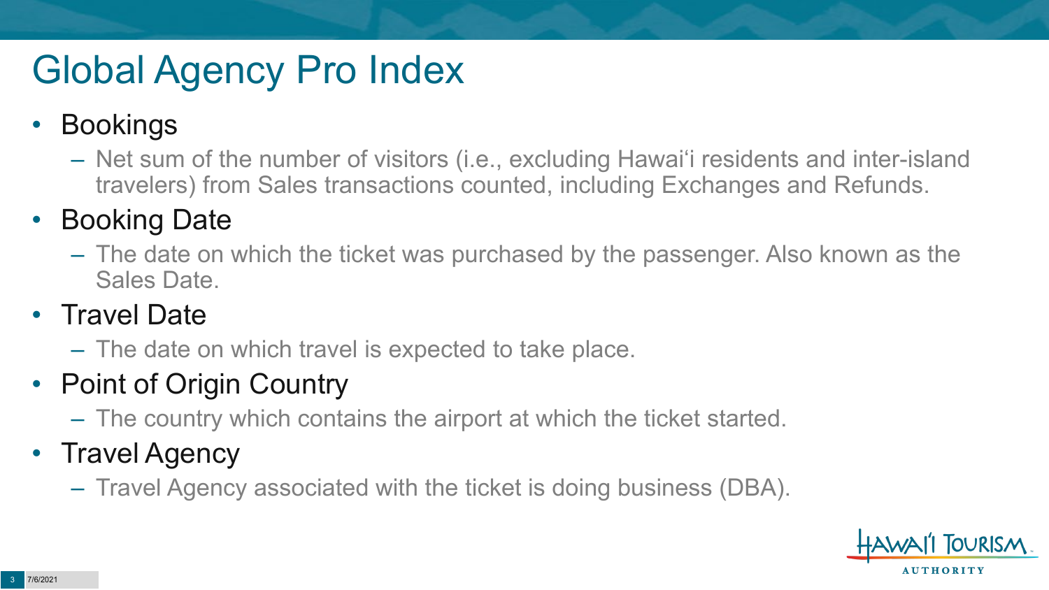# Global Agency Pro Index

- Bookings
  - Net sum of the number of visitors (i.e., excluding Hawai'i residents and inter-island travelers) from Sales transactions counted, including Exchanges and Refunds.
- Booking Date
  - The date on which the ticket was purchased by the passenger. Also known as the Sales Date.
- Travel Date
  - The date on which travel is expected to take place.
- Point of Origin Country
  - The country which contains the airport at which the ticket started.
- Travel Agency
  - Travel Agency associated with the ticket is doing business (DBA).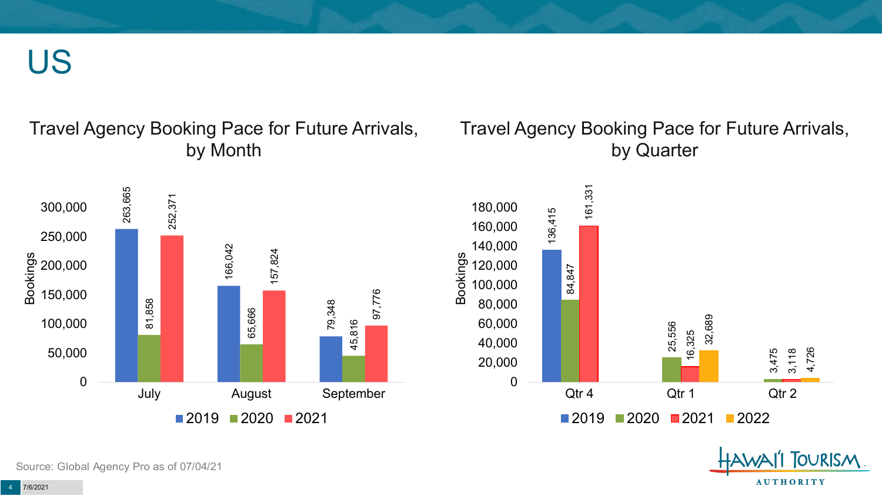# US

## Travel Agency Booking Pace for Future Arrivals, by Month

| Month | 2019 | 2020 | 2021 |
|---|---|---|---|
| July | 263,665 | 81,858 | 252,371 |
| August | 166,042 | 65,666 | 157,824 |
| September | 79,348 | 45,816 | 97,776 |

## Travel Agency Booking Pace for Future Arrivals, by Quarter

| Quarter | 2019 | 2020 | 2021 | 2022 |
|---|---|---|---|---|
| Qtr 4 | 136,415 | 84,847 | 161,331 | |
| Qtr 1 | | 25,556 | 16,325 | 32,689 |
| Qtr 2 | | 3,475 | 3,118 | 4,726 |

Source: Global Agency Pro as of 07/04/21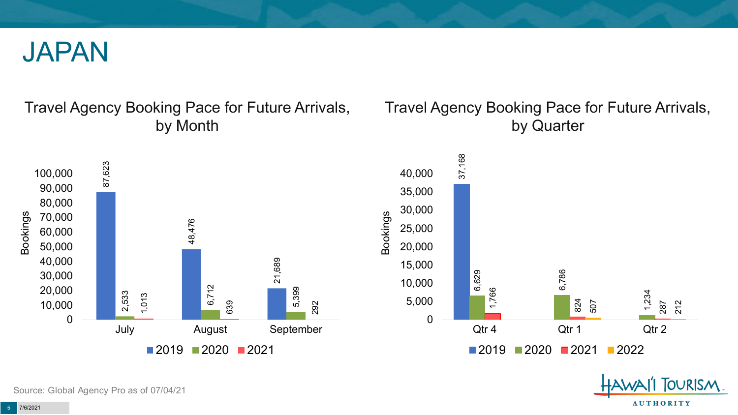# JAPAN

## Travel Agency Booking Pace for Future Arrivals, by Month

| Month | 2019 | 2020 | 2021 |
|---|---|---|---|
| July | 87,623 | 2,533 | 1,013 |
| August | 48,476 | 6,712 | 639 |
| September | 21,689 | 5,399 | 292 |

## Travel Agency Booking Pace for Future Arrivals, by Quarter

| Quarter | 2019 | 2020 | 2021 | 2022 |
|---|---|---|---|---|
| Qtr 4 | 37,168 | 6,629 | 1,766 | |
| Qtr 1 | | 6,786 | 824 | 507 |
| Qtr 2 | | 1,234 | 287 | 212 |

Source: Global Agency Pro as of 07/04/21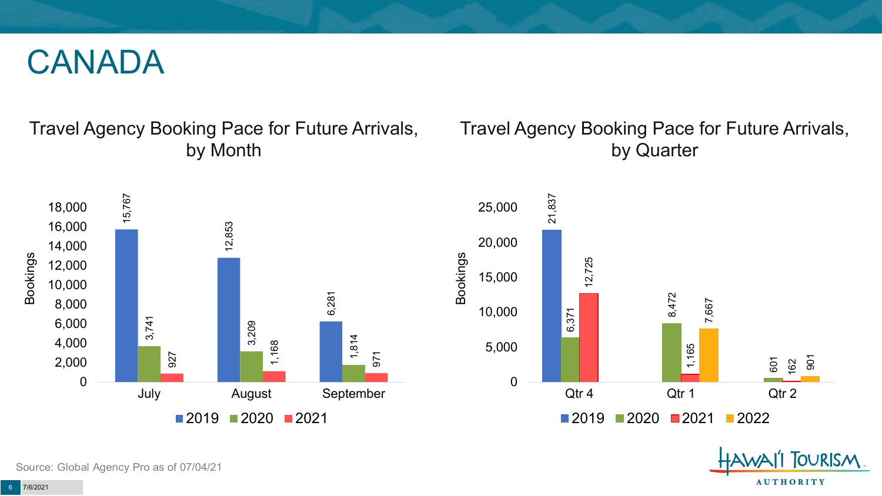# CANADA

## Travel Agency Booking Pace for Future Arrivals, by Month

| Month | 2019 | 2020 | 2021 |
| --- | --- | --- | --- |
| July | 15,767 | 3,741 | 927 |
| August | 12,853 | 3,209 | 1,168 |
| September | 6,281 | 1,814 | 971 |

## Travel Agency Booking Pace for Future Arrivals, by Quarter

| Quarter | 2019 | 2020 | 2021 | 2022 |
| --- | --- | --- | --- | --- |
| Qtr 4 | 21,837 | 6,371 | 12,725 | |
| Qtr 1 | | 8,472 | 1,165 | 7,667 |
| Qtr 2 | | 601 | 162 | 901 |

Source: Global Agency Pro as of 07/04/21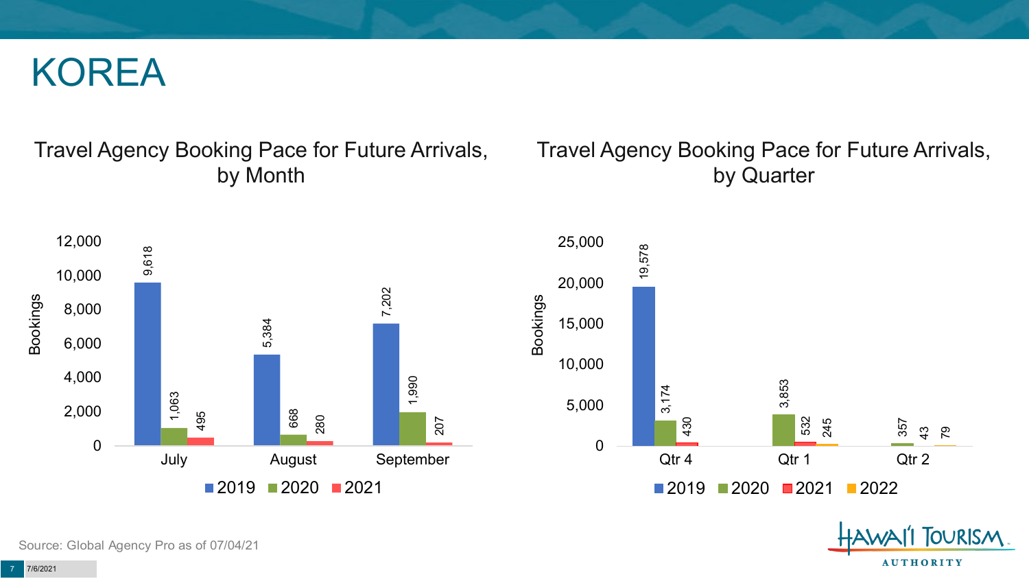# KOREA

## Travel Agency Booking Pace for Future Arrivals, by Month

| Month | 2019 | 2020 | 2021 |
|---|---|---|---|
| July | 9,618 | 1,063 | 495 |
| August | 5,384 | 668 | 280 |
| September | 7,202 | 1,990 | 207 |

## Travel Agency Booking Pace for Future Arrivals, by Quarter

| Quarter | 2019 | 2020 | 2021 | 2022 |
|---|---|---|---|---|
| Qtr 4 | 19,578 | 3,174 | 430 | |
| Qtr 1 | | 3,853 | 532 | 245 |
| Qtr 2 | | 357 | 43 | 79 |

Source: Global Agency Pro as of 07/04/21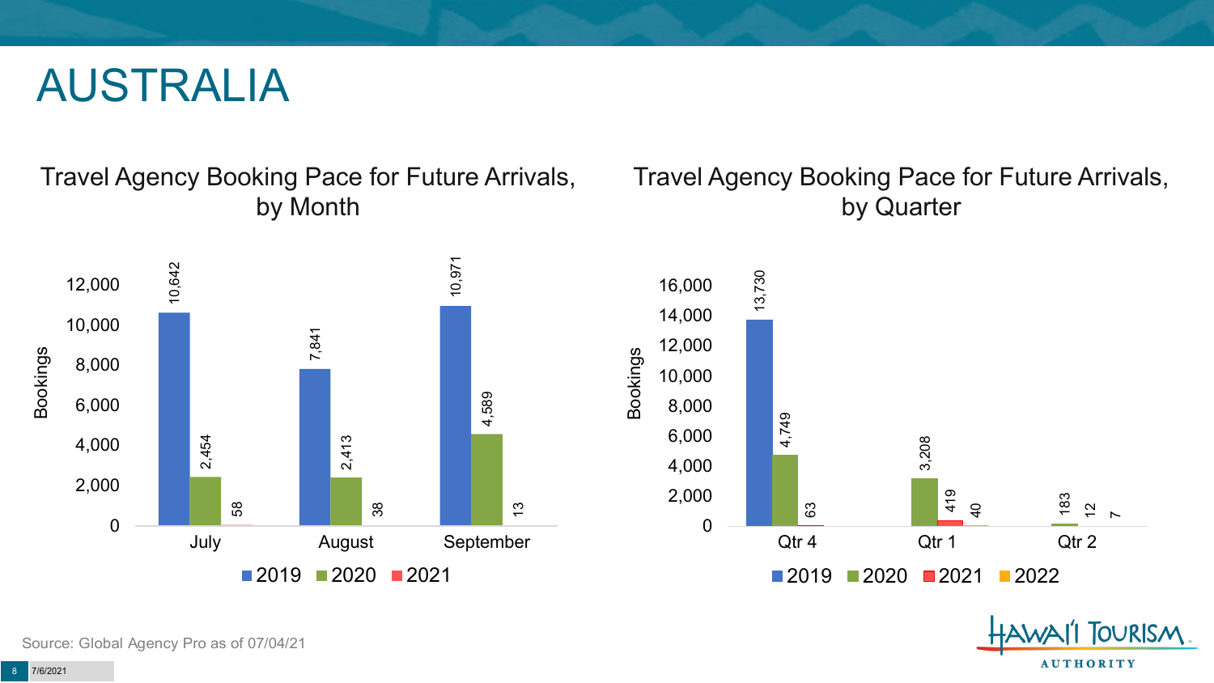# AUSTRALIA

## Travel Agency Booking Pace for Future Arrivals, by Month

| Month | 2019 | 2020 | 2021 |
|---|---|---|---|
| July | 10,642 | 2,454 | 58 |
| August | 7,841 | 2,413 | 38 |
| September | 10,971 | 4,589 | 13 |

## Travel Agency Booking Pace for Future Arrivals, by Quarter

| Quarter | 2019 | 2020 | 2021 | 2022 |
|---|---|---|---|---|
| Qtr 4 | 13,730 | 4,749 | 63 | |
| Qtr 1 | | 3,208 | 419 | 40 |
| Qtr 2 | | 183 | 12 | 7 |

Source: Global Agency Pro as of 07/04/21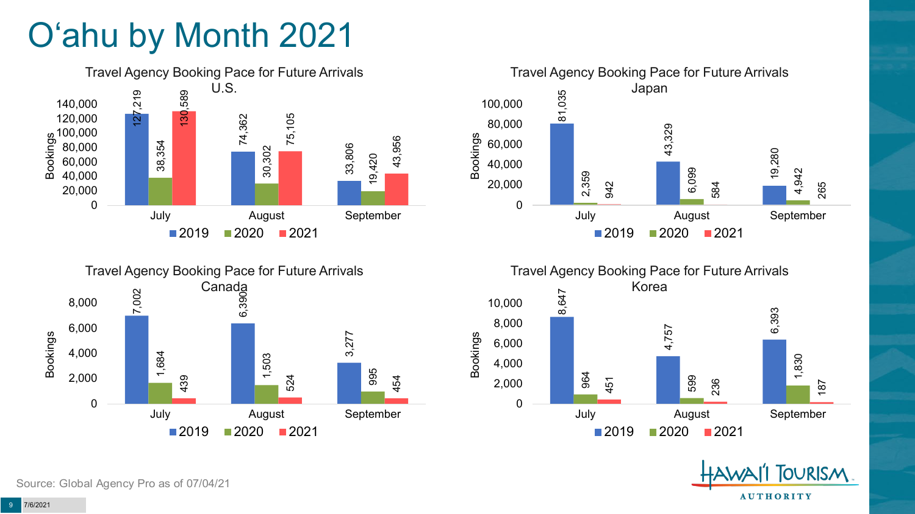# O'ahu by Month 2021

### Travel Agency Booking Pace for Future Arrivals U.S.

| Month | 2019 | 2020 | 2021 |
|---|---|---|---|
| July | 127,219 | 38,354 | 130,589 |
| August | 74,362 | 30,302 | 75,105 |
| September | 33,806 | 19,420 | 43,956 |

### Travel Agency Booking Pace for Future Arrivals Japan

| Month | 2019 | 2020 | 2021 |
|---|---|---|---|
| July | 81,035 | 2,359 | 942 |
| August | 43,329 | 6,099 | 584 |
| September | 19,280 | 4,942 | 265 |

### Travel Agency Booking Pace for Future Arrivals Canada

| Month | 2019 | 2020 | 2021 |
|---|---|---|---|
| July | 7,002 | 1,684 | 439 |
| August | 6,390 | 1,503 | 524 |
| September | 3,277 | 995 | 454 |

### Travel Agency Booking Pace for Future Arrivals Korea

| Month | 2019 | 2020 | 2021 |
|---|---|---|---|
| July | 8,647 | 964 | 451 |
| August | 4,757 | 599 | 236 |
| September | 6,393 | 1,830 | 187 |

Source: Global Agency Pro as of 07/04/21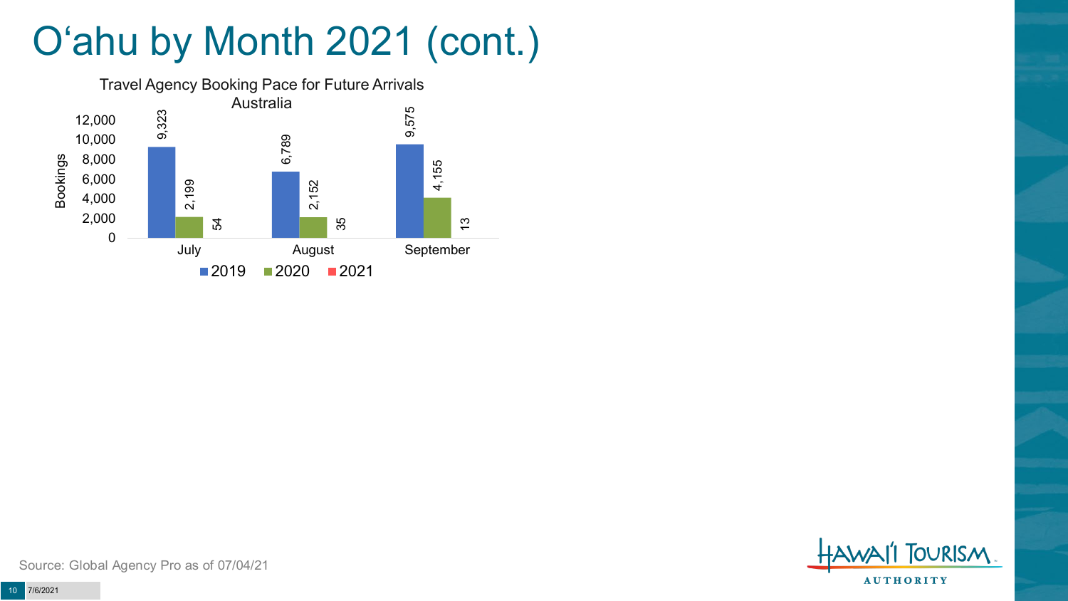# O'ahu by Month 2021 (cont.)

Travel Agency Booking Pace for Future Arrivals
Australia

| Month | 2019 | 2020 | 2021 |
|---|---|---|---|
| July | 9,323 | 2,199 | 54 |
| August | 6,789 | 2,152 | 35 |
| September | 9,575 | 4,155 | 13 |

Source: Global Agency Pro as of 07/04/21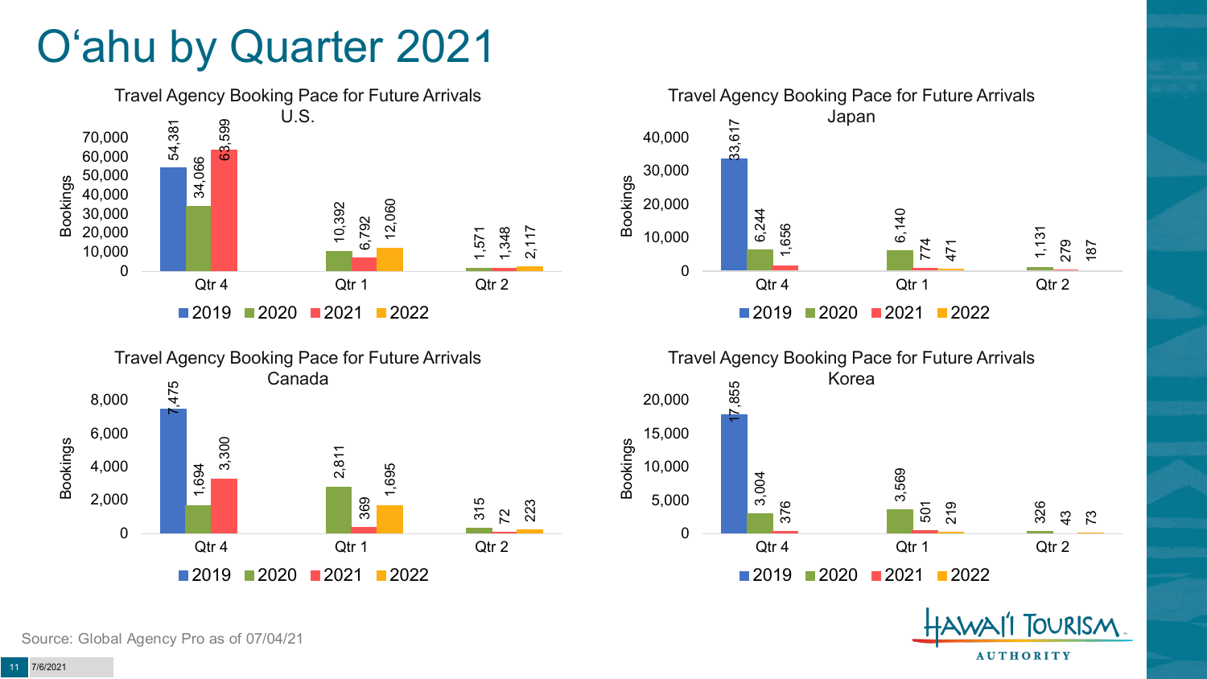# O'ahu by Quarter 2021

### Travel Agency Booking Pace for Future Arrivals U.S.

| Quarter | 2019 | 2020 | 2021 | 2022 |
|---|---|---|---|---|
| Qtr 4 | 54,381 | 34,066 | 63,599 | |
| Qtr 1 | | 10,392 | 6,792 | 12,060 |
| Qtr 2 | | 1,571 | 1,348 | 2,117 |

### Travel Agency Booking Pace for Future Arrivals Japan

| Quarter | 2019 | 2020 | 2021 | 2022 |
|---|---|---|---|---|
| Qtr 4 | 33,617 | 6,244 | 1,656 | |
| Qtr 1 | | 6,140 | 774 | 471 |
| Qtr 2 | | 1,131 | 279 | 187 |

### Travel Agency Booking Pace for Future Arrivals Canada

| Quarter | 2019 | 2020 | 2021 | 2022 |
|---|---|---|---|---|
| Qtr 4 | 7,475 | 1,694 | 3,300 | |
| Qtr 1 | | 2,811 | 369 | 1,695 |
| Qtr 2 | | 315 | 72 | 223 |

### Travel Agency Booking Pace for Future Arrivals Korea

| Quarter | 2019 | 2020 | 2021 | 2022 |
|---|---|---|---|---|
| Qtr 4 | 17,855 | 3,004 | 376 | |
| Qtr 1 | | 3,569 | 501 | 219 |
| Qtr 2 | | 326 | 43 | 73 |

Source: Global Agency Pro as of 07/04/21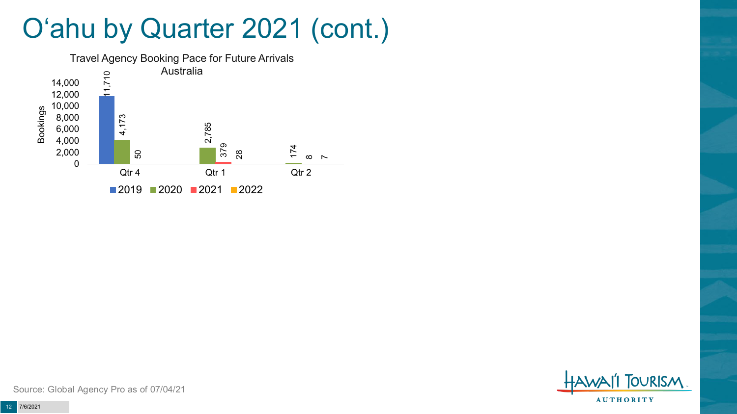# O'ahu by Quarter 2021 (cont.)

Travel Agency Booking Pace for Future Arrivals
Australia

| Quarter | 2019 | 2020 | 2021 | 2022 |
|---|---|---|---|---|
| Qtr 4 | 11,710 | 4,173 | 50 | |
| Qtr 1 | | 2,785 | 379 | 28 |
| Qtr 2 | | 174 | 8 | 7 |

Source: Global Agency Pro as of 07/04/21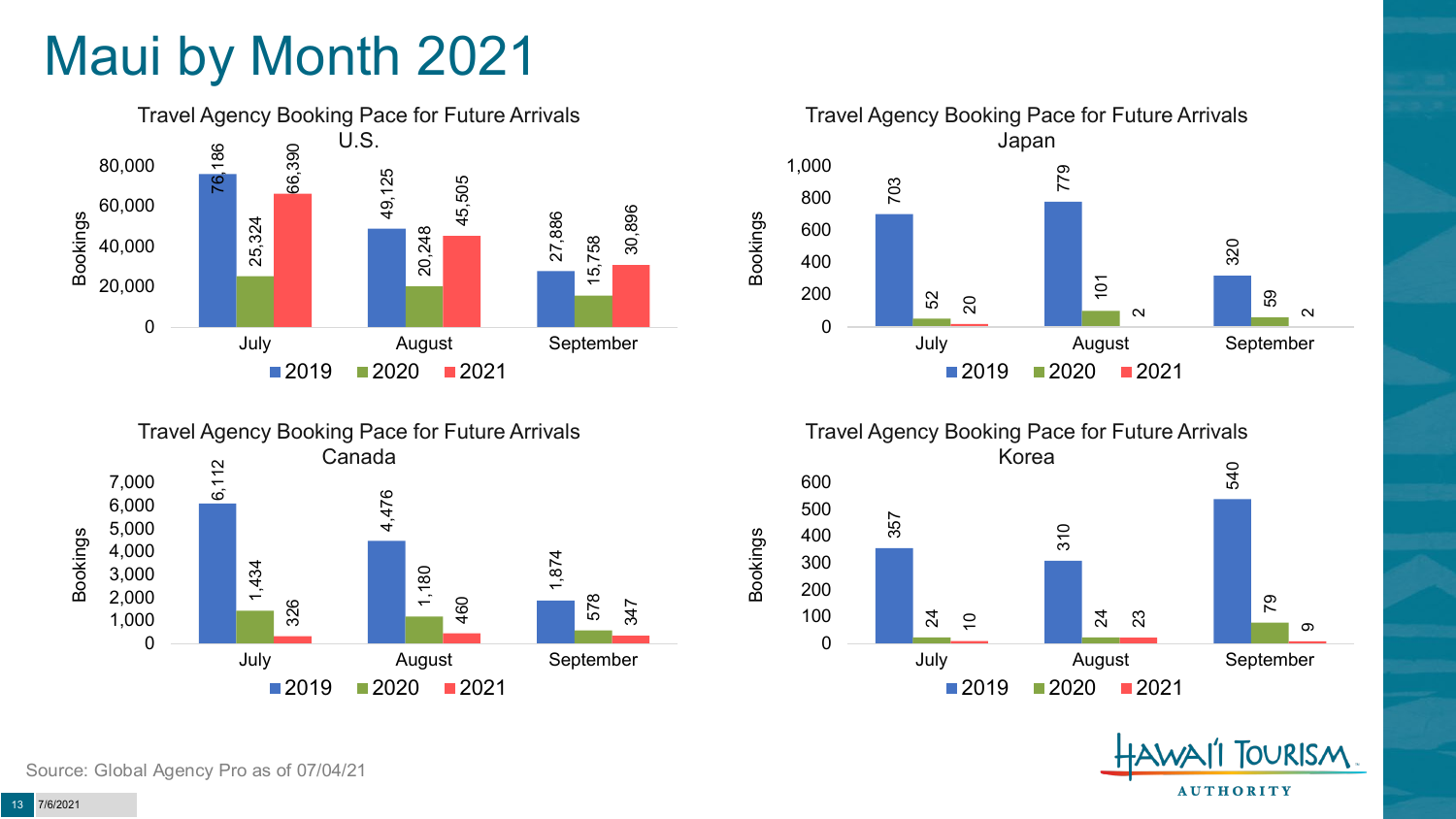# Maui by Month 2021

### Travel Agency Booking Pace for Future Arrivals U.S.

| Month | 2019 | 2020 | 2021 |
|---|---|---|---|
| July | 76,186 | 25,324 | 66,390 |
| August | 49,125 | 20,248 | 45,505 |
| September | 27,886 | 15,758 | 30,896 |

### Travel Agency Booking Pace for Future Arrivals Japan

| Month | 2019 | 2020 | 2021 |
|---|---|---|---|
| July | 703 | 52 | 20 |
| August | 779 | 101 | 2 |
| September | 320 | 59 | 2 |

### Travel Agency Booking Pace for Future Arrivals Canada

| Month | 2019 | 2020 | 2021 |
|---|---|---|---|
| July | 6,112 | 1,434 | 326 |
| August | 4,476 | 1,180 | 460 |
| September | 1,874 | 578 | 347 |

### Travel Agency Booking Pace for Future Arrivals Korea

| Month | 2019 | 2020 | 2021 |
|---|---|---|---|
| July | 357 | 24 | 10 |
| August | 310 | 24 | 23 |
| September | 540 | 79 | 9 |

Source: Global Agency Pro as of 07/04/21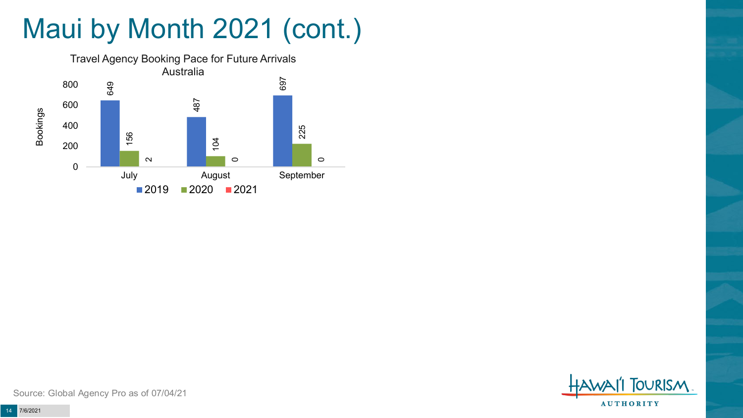# Maui by Month 2021 (cont.)

Travel Agency Booking Pace for Future Arrivals
Australia

| Month | 2019 | 2020 | 2021 |
|---|---|---|---|
| July | 649 | 156 | 2 |
| August | 487 | 104 | 0 |
| September | 697 | 225 | 0 |

Source: Global Agency Pro as of 07/04/21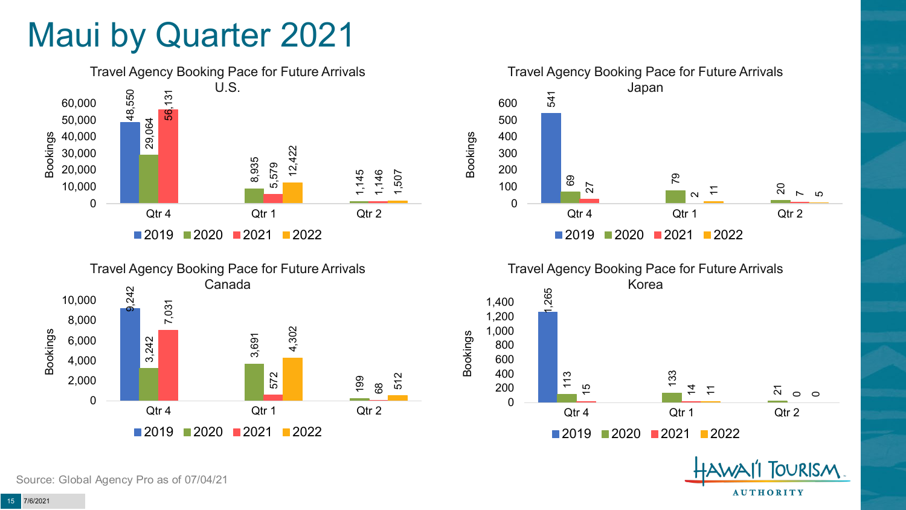# Maui by Quarter 2021

### Travel Agency Booking Pace for Future Arrivals U.S.

| Quarter | 2019 | 2020 | 2021 | 2022 |
| --- | --- | --- | --- | --- |
| Qtr 4 | 48,550 | 29,064 | 56,131 | |
| Qtr 1 | | 8,935 | 5,579 | 12,422 |
| Qtr 2 | | 1,145 | 1,146 | 1,507 |

### Travel Agency Booking Pace for Future Arrivals Japan

| Quarter | 2019 | 2020 | 2021 | 2022 |
| --- | --- | --- | --- | --- |
| Qtr 4 | 541 | 69 | 27 | |
| Qtr 1 | | 79 | 2 | 11 |
| Qtr 2 | | 20 | 7 | 5 |

### Travel Agency Booking Pace for Future Arrivals Canada

| Quarter | 2019 | 2020 | 2021 | 2022 |
| --- | --- | --- | --- | --- |
| Qtr 4 | 9,242 | 3,242 | 7,031 | |
| Qtr 1 | | 3,691 | 572 | 4,302 |
| Qtr 2 | | 199 | 68 | 512 |

### Travel Agency Booking Pace for Future Arrivals Korea

| Quarter | 2019 | 2020 | 2021 | 2022 |
| --- | --- | --- | --- | --- |
| Qtr 4 | 1,265 | 113 | 15 | |
| Qtr 1 | | 133 | 14 | 11 |
| Qtr 2 | | 21 | 0 | 0 |

Source: Global Agency Pro as of 07/04/21

7/6/2021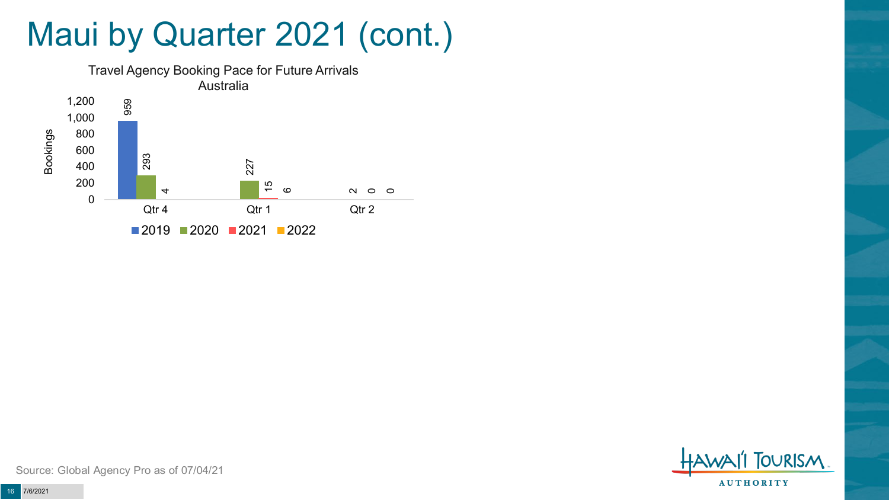# Maui by Quarter 2021 (cont.)

Travel Agency Booking Pace for Future Arrivals
Australia

| Bookings | 2019 | 2020 | 2021 | 2022 |
| --- | --- | --- | --- | --- |
| Qtr 4 | 959 | 293 | 4 | |
| Qtr 1 | | 227 | 15 | 6 |
| Qtr 2 | | 2 | 0 | 0 |

Source: Global Agency Pro as of 07/04/21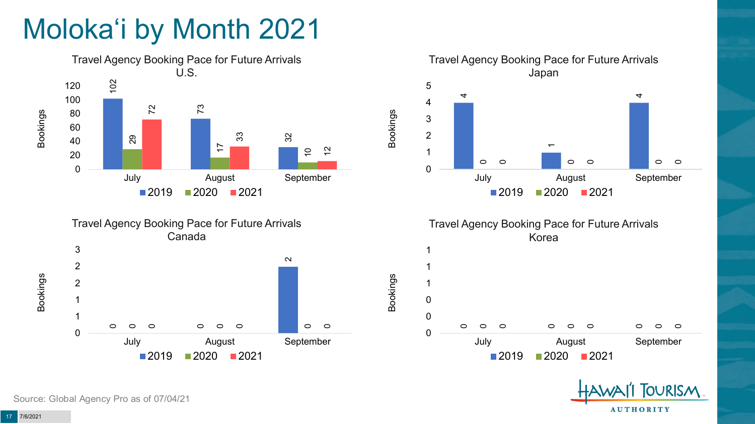# Molokaʻi by Month 2021

**Travel Agency Booking Pace for Future Arrivals U.S.**

| Month | 2019 | 2020 | 2021 |
|---|---|---|---|
| July | 102 | 29 | 72 |
| August | 73 | 17 | 33 |
| September | 32 | 10 | 12 |

**Travel Agency Booking Pace for Future Arrivals Japan**

| Month | 2019 | 2020 | 2021 |
|---|---|---|---|
| July | 4 | 0 | 0 |
| August | 1 | 0 | 0 |
| September | 4 | 0 | 0 |

**Travel Agency Booking Pace for Future Arrivals Canada**

| Month | 2019 | 2020 | 2021 |
|---|---|---|---|
| July | 0 | 0 | 0 |
| August | 0 | 0 | 0 |
| September | 2 | 0 | 0 |

**Travel Agency Booking Pace for Future Arrivals Korea**

| Month | 2019 | 2020 | 2021 |
|---|---|---|---|
| July | 0 | 0 | 0 |
| August | 0 | 0 | 0 |
| September | 0 | 0 | 0 |

Source: Global Agency Pro as of 07/04/21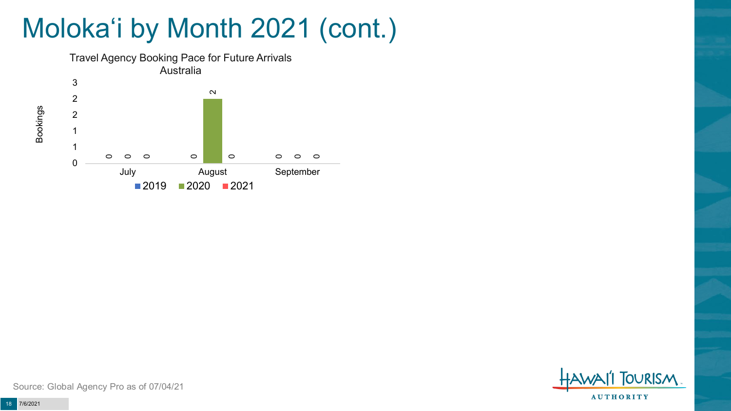# Moloka'i by Month 2021 (cont.)

Travel Agency Booking Pace for Future Arrivals
Australia

| Month | 2019 | 2020 | 2021 |
|---|---|---|---|
| July | 0 | 0 | 0 |
| August | 0 | 2 | 0 |
| September | 0 | 0 | 0 |

Source: Global Agency Pro as of 07/04/21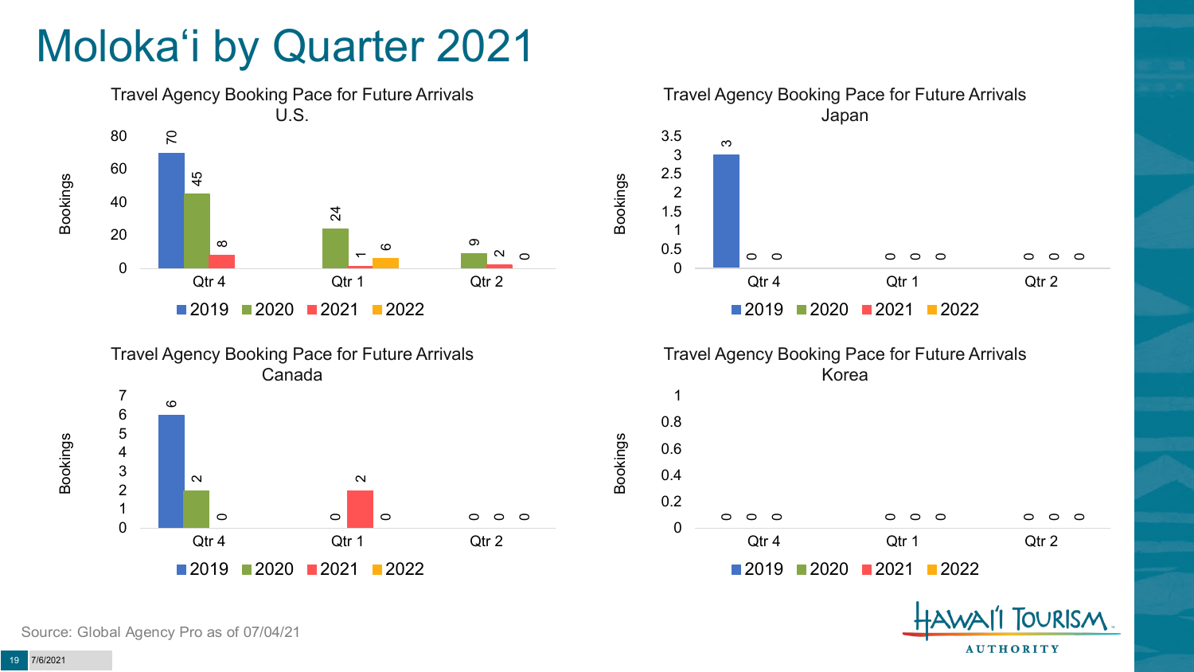# Moloka'i by Quarter 2021

### Travel Agency Booking Pace for Future Arrivals U.S.

| Quarter | 2019 | 2020 | 2021 | 2022 |
|---|---|---|---|---|
| Qtr 4 | 70 | 45 | 8 | |
| Qtr 1 | | 24 | 1 | 6 |
| Qtr 2 | | 9 | 2 | 0 |

### Travel Agency Booking Pace for Future Arrivals Japan

| Quarter | 2019 | 2020 | 2021 | 2022 |
|---|---|---|---|---|
| Qtr 4 | 3 | 0 | 0 | |
| Qtr 1 | | 0 | 0 | 0 |
| Qtr 2 | | 0 | 0 | 0 |

### Travel Agency Booking Pace for Future Arrivals Canada

| Quarter | 2019 | 2020 | 2021 | 2022 |
|---|---|---|---|---|
| Qtr 4 | 6 | 2 | 0 | |
| Qtr 1 | | 0 | 2 | 0 |
| Qtr 2 | | 0 | 0 | 0 |

### Travel Agency Booking Pace for Future Arrivals Korea

| Quarter | 2019 | 2020 | 2021 | 2022 |
|---|---|---|---|---|
| Qtr 4 | 0 | 0 | 0 | |
| Qtr 1 | | 0 | 0 | 0 |
| Qtr 2 | | 0 | 0 | 0 |

Source: Global Agency Pro as of 07/04/21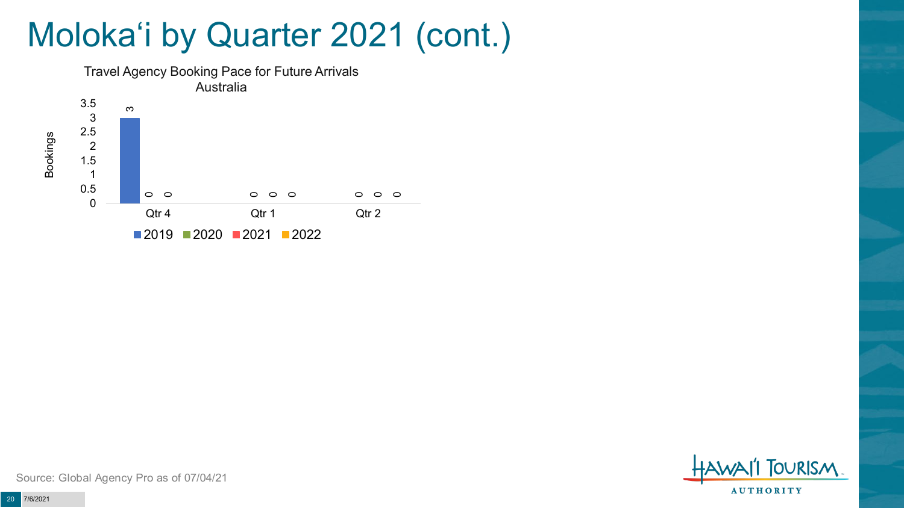# Moloka'i by Quarter 2021 (cont.)

Travel Agency Booking Pace for Future Arrivals
Australia

| Quarter | 2019 | 2020 | 2021 | 2022 |
| --- | --- | --- | --- | --- |
| Qtr 4 | 3 | 0 | 0 | |
| Qtr 1 | | 0 | 0 | 0 |
| Qtr 2 | | 0 | 0 | 0 |

Source: Global Agency Pro as of 07/04/21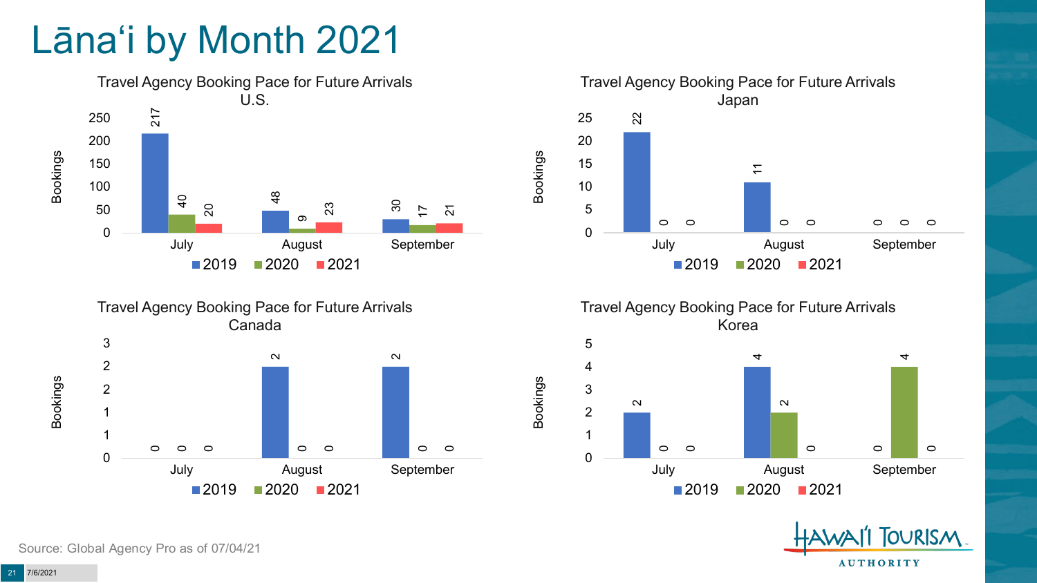# Lānaʻi by Month 2021

### Travel Agency Booking Pace for Future Arrivals U.S.

| Month | 2019 | 2020 | 2021 |
|---|---|---|---|
| July | 217 | 40 | 20 |
| August | 48 | 9 | 23 |
| September | 30 | 17 | 21 |

### Travel Agency Booking Pace for Future Arrivals Japan

| Month | 2019 | 2020 | 2021 |
|---|---|---|---|
| July | 22 | 0 | 0 |
| August | 11 | 0 | 0 |
| September | 0 | 0 | 0 |

### Travel Agency Booking Pace for Future Arrivals Canada

| Month | 2019 | 2020 | 2021 |
|---|---|---|---|
| July | 0 | 0 | 0 |
| August | 2 | 0 | 0 |
| September | 2 | 0 | 0 |

### Travel Agency Booking Pace for Future Arrivals Korea

| Month | 2019 | 2020 | 2021 |
|---|---|---|---|
| July | 2 | 0 | 0 |
| August | 4 | 2 | 0 |
| September | 0 | 4 | 0 |

Source: Global Agency Pro as of 07/04/21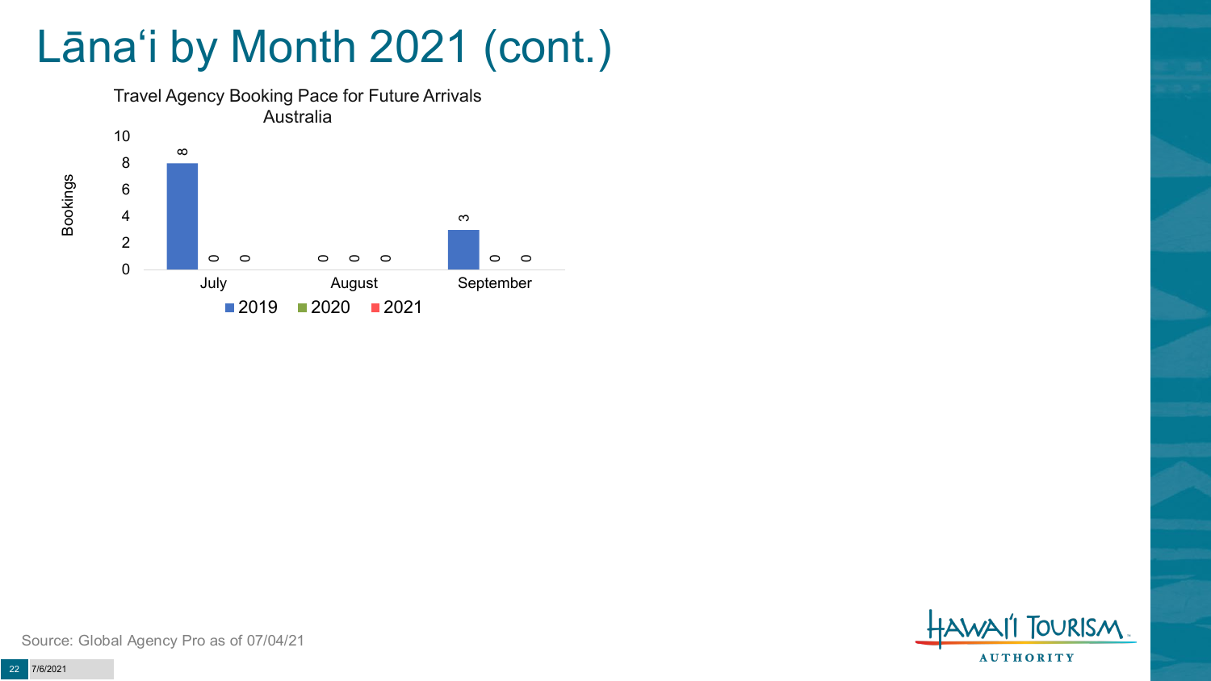# Lānaʻi by Month 2021 (cont.)

Travel Agency Booking Pace for Future Arrivals
Australia

| Month | 2019 | 2020 | 2021 |
|---|---|---|---|
| July | 8 | 0 | 0 |
| August | 0 | 0 | 0 |
| September | 3 | 0 | 0 |

Source: Global Agency Pro as of 07/04/21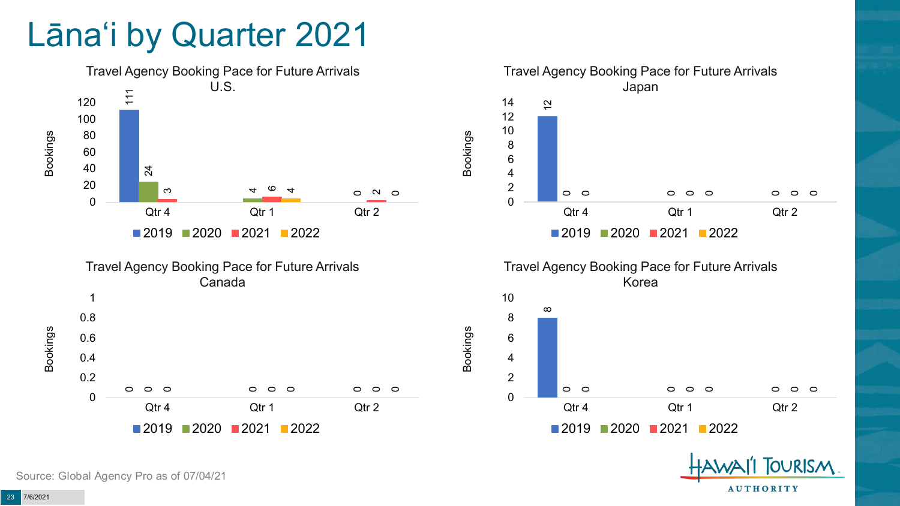# Lānaʻi by Quarter 2021

### Travel Agency Booking Pace for Future Arrivals U.S.

| Bookings | 2019 | 2020 | 2021 | 2022 |
|---|---|---|---|---|
| Qtr 4 | 111 | 24 | 3 | |
| Qtr 1 | | 4 | 6 | 4 |
| Qtr 2 | | 0 | 2 | 0 |

### Travel Agency Booking Pace for Future Arrivals Japan

| Bookings | 2019 | 2020 | 2021 | 2022 |
|---|---|---|---|---|
| Qtr 4 | 12 | 0 | 0 | |
| Qtr 1 | | 0 | 0 | 0 |
| Qtr 2 | | 0 | 0 | 0 |

### Travel Agency Booking Pace for Future Arrivals Canada

| Bookings | 2019 | 2020 | 2021 | 2022 |
|---|---|---|---|---|
| Qtr 4 | 0 | 0 | 0 | |
| Qtr 1 | | 0 | 0 | 0 |
| Qtr 2 | | 0 | 0 | 0 |

### Travel Agency Booking Pace for Future Arrivals Korea

| Bookings | 2019 | 2020 | 2021 | 2022 |
|---|---|---|---|---|
| Qtr 4 | 8 | 0 | 0 | |
| Qtr 1 | | 0 | 0 | 0 |
| Qtr 2 | | 0 | 0 | 0 |

Source: Global Agency Pro as of 07/04/21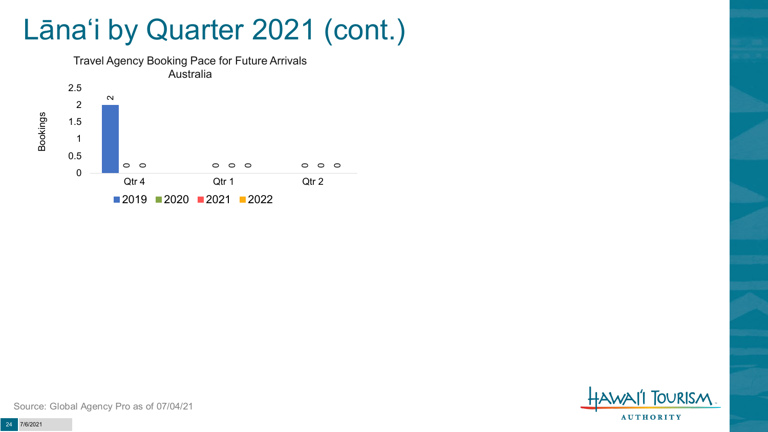# Lānaʻi by Quarter 2021 (cont.)

Travel Agency Booking Pace for Future Arrivals
Australia

| | 2019 | 2020 | 2021 | 2022 |
|---|---|---|---|---|
| Qtr 4 | 2 | 0 | 0 | |
| Qtr 1 | | 0 | 0 | 0 |
| Qtr 2 | | 0 | 0 | 0 |

Source: Global Agency Pro as of 07/04/21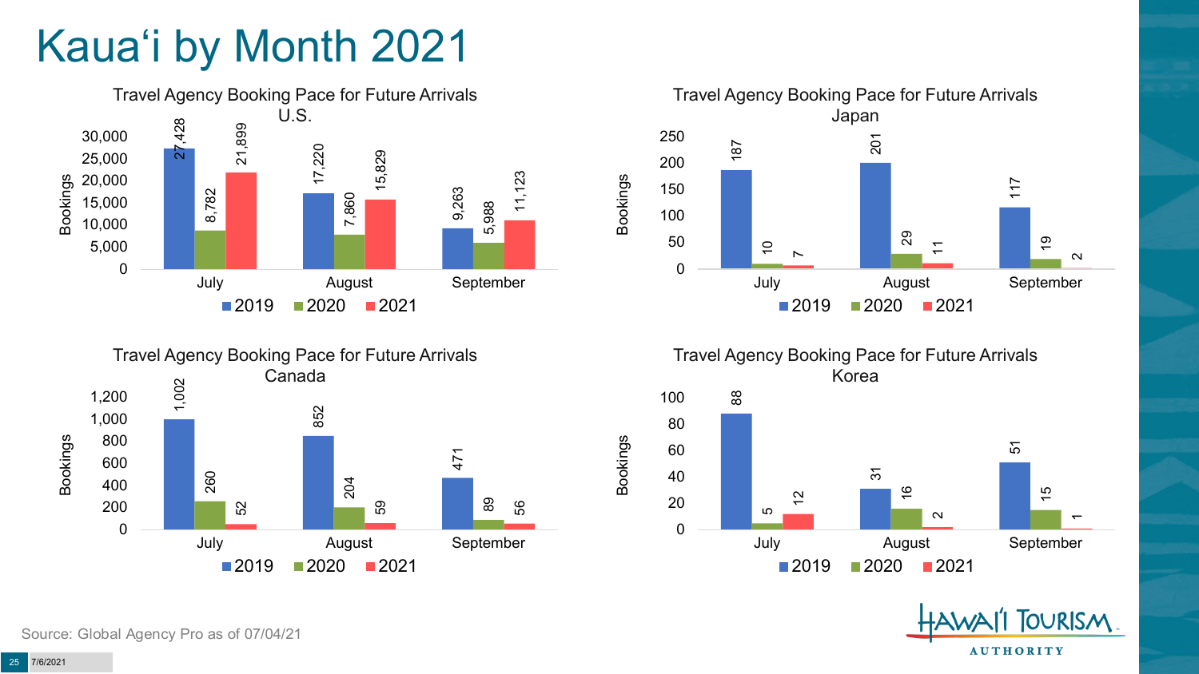# Kaua'i by Month 2021

**Travel Agency Booking Pace for Future Arrivals U.S.**

| Bookings | 2019 | 2020 | 2021 |
| --- | --- | --- | --- |
| July | 27,428 | 8,782 | 21,899 |
| August | 17,220 | 7,860 | 15,829 |
| September | 9,263 | 5,988 | 11,123 |

**Travel Agency Booking Pace for Future Arrivals Japan**

| Bookings | 2019 | 2020 | 2021 |
| --- | --- | --- | --- |
| July | 187 | 10 | 7 |
| August | 201 | 29 | 11 |
| September | 117 | 19 | 2 |

**Travel Agency Booking Pace for Future Arrivals Canada**

| Bookings | 2019 | 2020 | 2021 |
| --- | --- | --- | --- |
| July | 1,002 | 260 | 52 |
| August | 852 | 204 | 59 |
| September | 471 | 89 | 56 |

**Travel Agency Booking Pace for Future Arrivals Korea**

| Bookings | 2019 | 2020 | 2021 |
| --- | --- | --- | --- |
| July | 88 | 5 | 12 |
| August | 31 | 16 | 2 |
| September | 51 | 15 | 1 |

Source: Global Agency Pro as of 07/04/21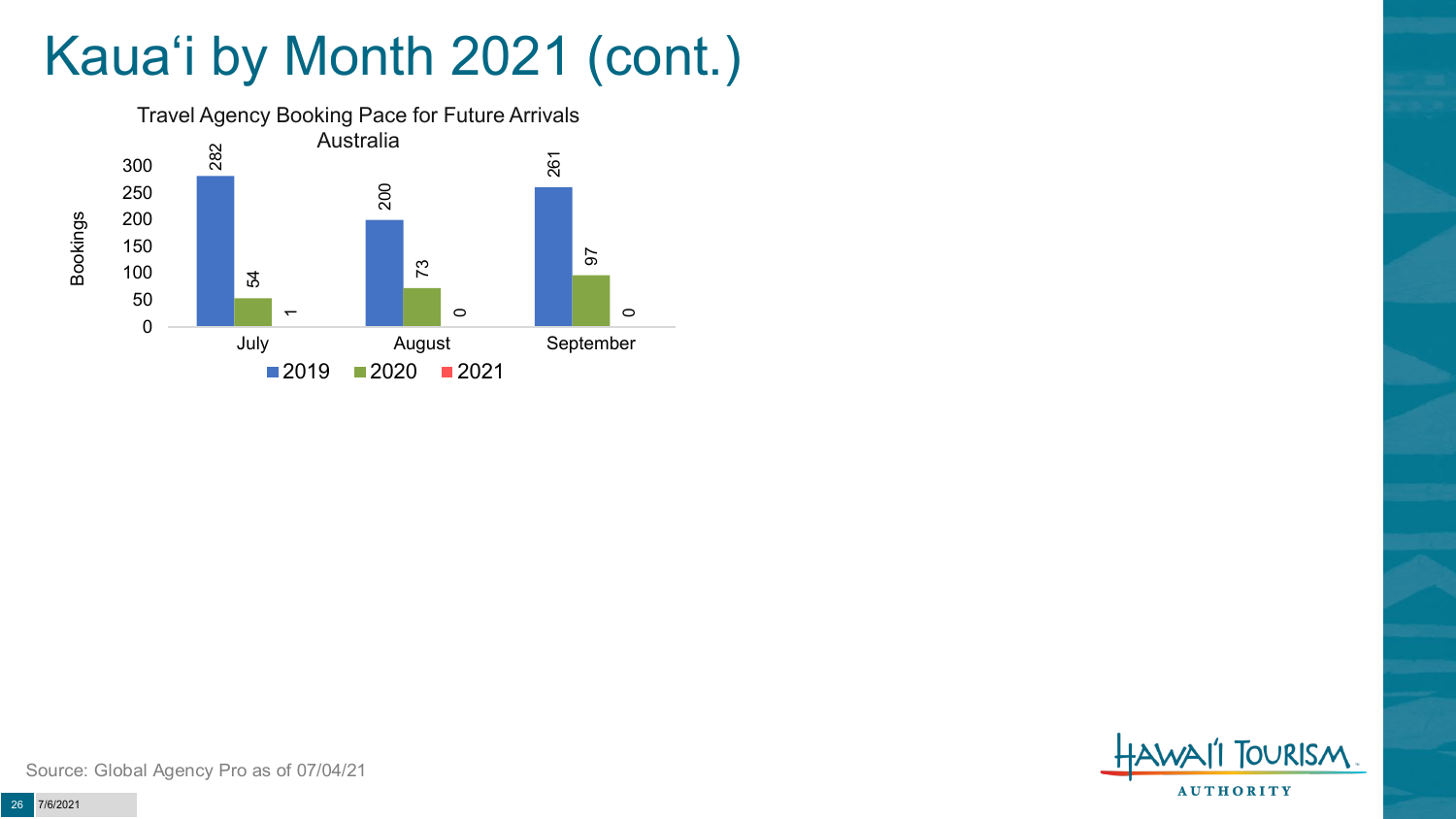# Kauaʻi by Month 2021 (cont.)

Travel Agency Booking Pace for Future Arrivals
Australia

| Month | 2019 | 2020 | 2021 |
|---|---|---|---|
| July | 282 | 54 | 1 |
| August | 200 | 73 | 0 |
| September | 261 | 97 | 0 |

Source: Global Agency Pro as of 07/04/21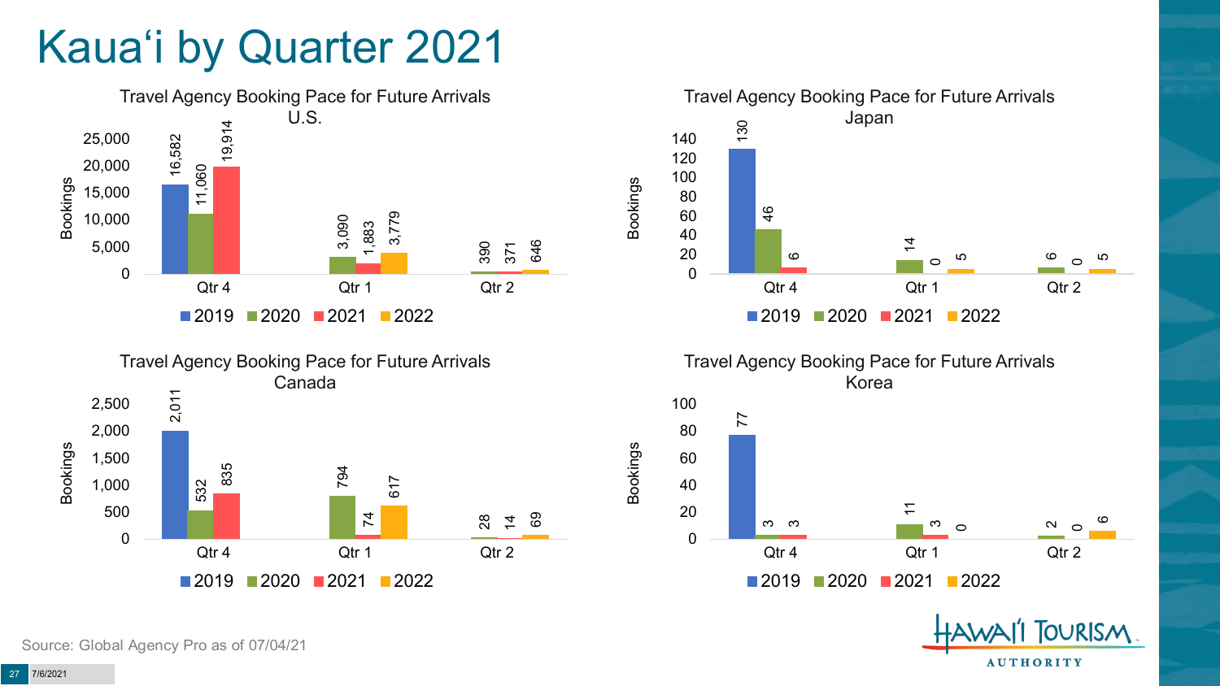# Kauaʻi by Quarter 2021

## Travel Agency Booking Pace for Future Arrivals U.S.

| Bookings | 2019 | 2020 | 2021 | 2022 |
|---|---|---|---|---|
| Qtr 4 | 16,582 | 11,060 | 19,914 | |
| Qtr 1 | | 3,090 | 1,883 | 3,779 |
| Qtr 2 | | 390 | 371 | 646 |

## Travel Agency Booking Pace for Future Arrivals Japan

| Bookings | 2019 | 2020 | 2021 | 2022 |
|---|---|---|---|---|
| Qtr 4 | 130 | 46 | 6 | |
| Qtr 1 | | 14 | 0 | 5 |
| Qtr 2 | | 6 | 0 | 5 |

## Travel Agency Booking Pace for Future Arrivals Canada

| Bookings | 2019 | 2020 | 2021 | 2022 |
|---|---|---|---|---|
| Qtr 4 | 2,011 | 532 | 835 | |
| Qtr 1 | | 794 | 74 | 617 |
| Qtr 2 | | 28 | 14 | 69 |

## Travel Agency Booking Pace for Future Arrivals Korea

| Bookings | 2019 | 2020 | 2021 | 2022 |
|---|---|---|---|---|
| Qtr 4 | 77 | 3 | 3 | |
| Qtr 1 | | 11 | 3 | 0 |
| Qtr 2 | | 2 | 0 | 6 |

Source: Global Agency Pro as of 07/04/21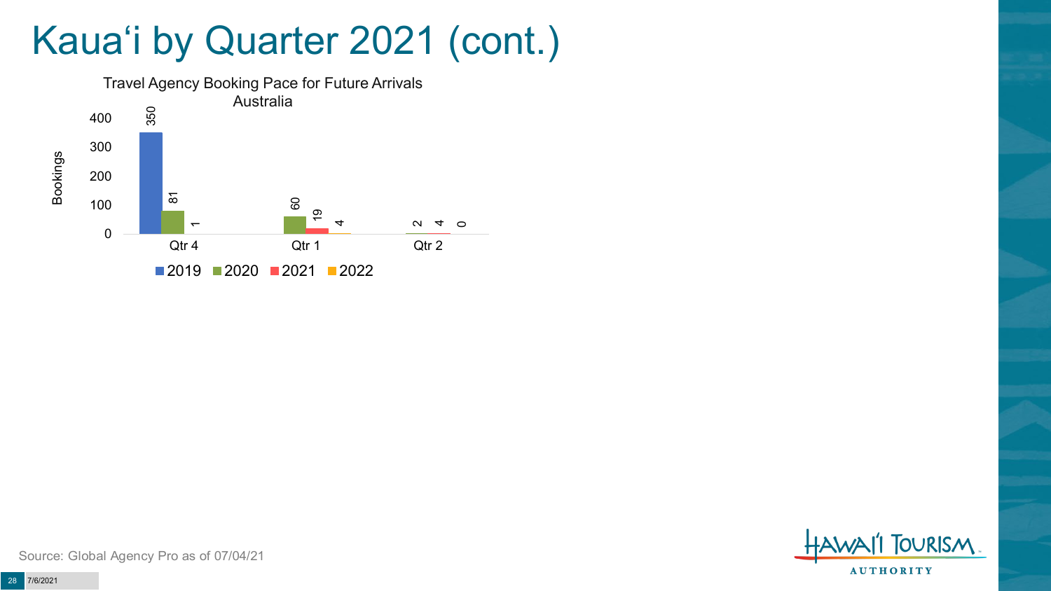# Kauaʻi by Quarter 2021 (cont.)

Travel Agency Booking Pace for Future Arrivals
Australia

| Quarter | 2019 | 2020 | 2021 | 2022 |
|---|---|---|---|---|
| Qtr 4 | 350 | 81 | 1 | |
| Qtr 1 | | 60 | 19 | 4 |
| Qtr 2 | | 2 | 4 | 0 |

Source: Global Agency Pro as of 07/04/21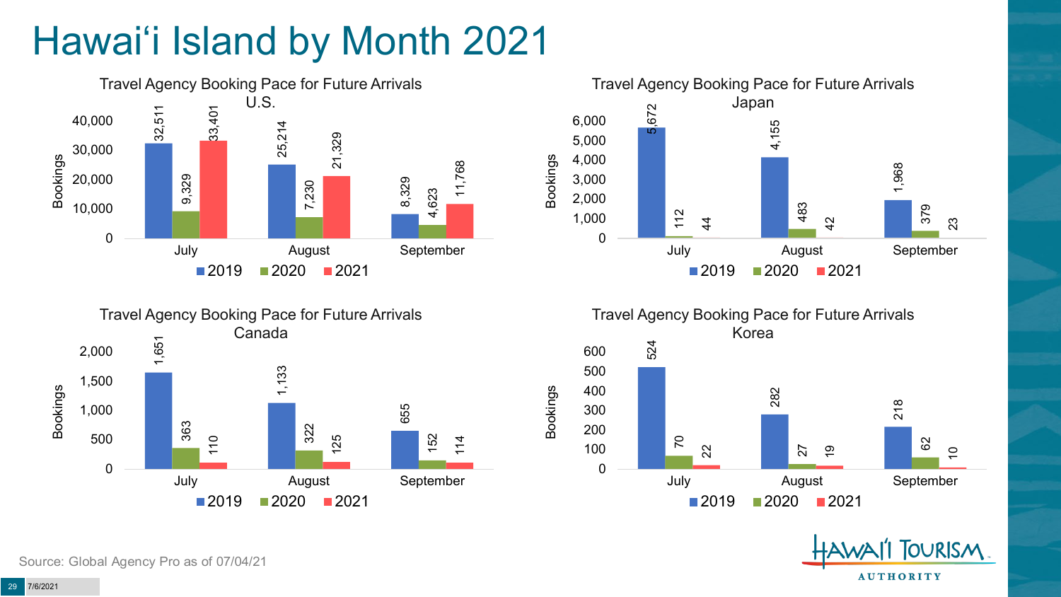# Hawai'i Island by Month 2021

### Travel Agency Booking Pace for Future Arrivals U.S.

| Month | 2019 | 2020 | 2021 |
|---|---|---|---|
| July | 32,511 | 9,329 | 33,401 |
| August | 25,214 | 7,230 | 21,329 |
| September | 8,329 | 4,623 | 11,768 |

### Travel Agency Booking Pace for Future Arrivals Japan

| Month | 2019 | 2020 | 2021 |
|---|---|---|---|
| July | 5,672 | 112 | 44 |
| August | 4,155 | 483 | 42 |
| September | 1,968 | 379 | 23 |

### Travel Agency Booking Pace for Future Arrivals Canada

| Month | 2019 | 2020 | 2021 |
|---|---|---|---|
| July | 1,651 | 363 | 110 |
| August | 1,133 | 322 | 125 |
| September | 655 | 152 | 114 |

### Travel Agency Booking Pace for Future Arrivals Korea

| Month | 2019 | 2020 | 2021 |
|---|---|---|---|
| July | 524 | 70 | 22 |
| August | 282 | 27 | 19 |
| September | 218 | 62 | 10 |

Source: Global Agency Pro as of 07/04/21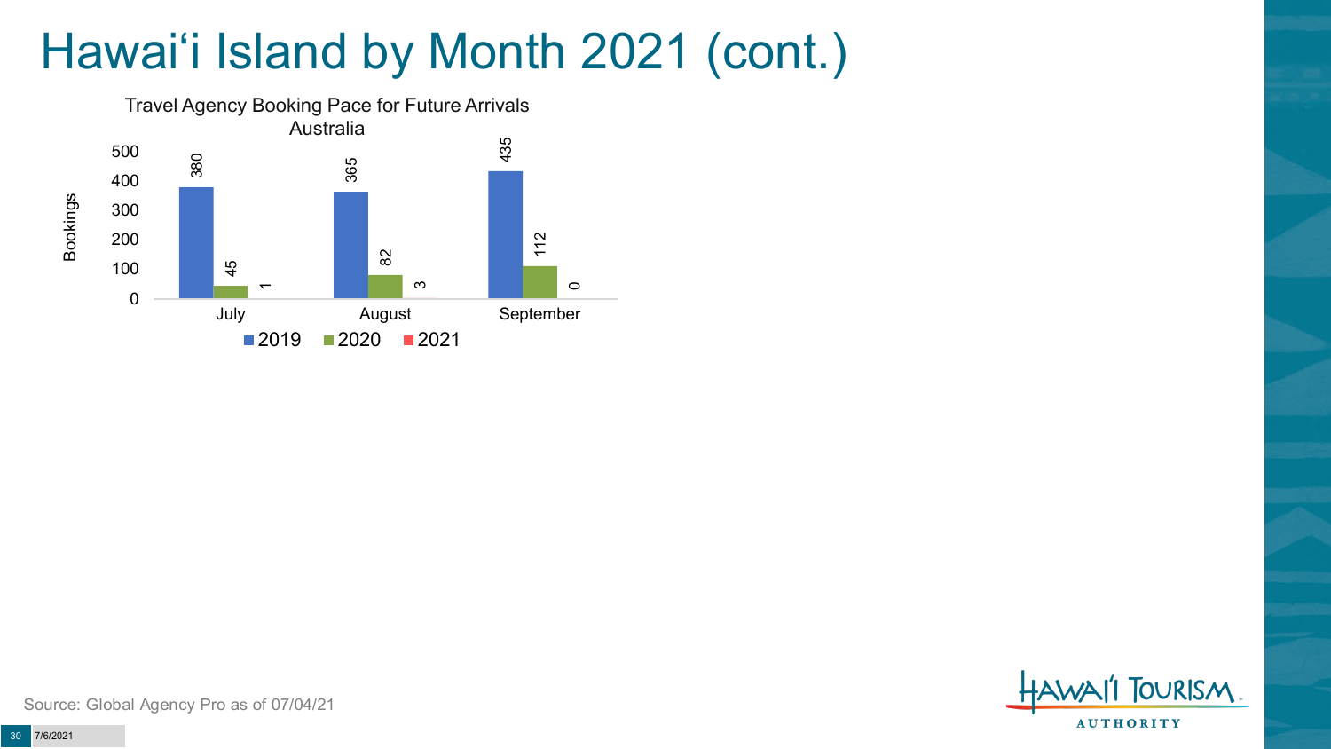# Hawai'i Island by Month 2021 (cont.)

Travel Agency Booking Pace for Future Arrivals
Australia

| Month | 2019 | 2020 | 2021 |
|---|---|---|---|
| July | 380 | 45 | 1 |
| August | 365 | 82 | 3 |
| September | 435 | 112 | 0 |

Source: Global Agency Pro as of 07/04/21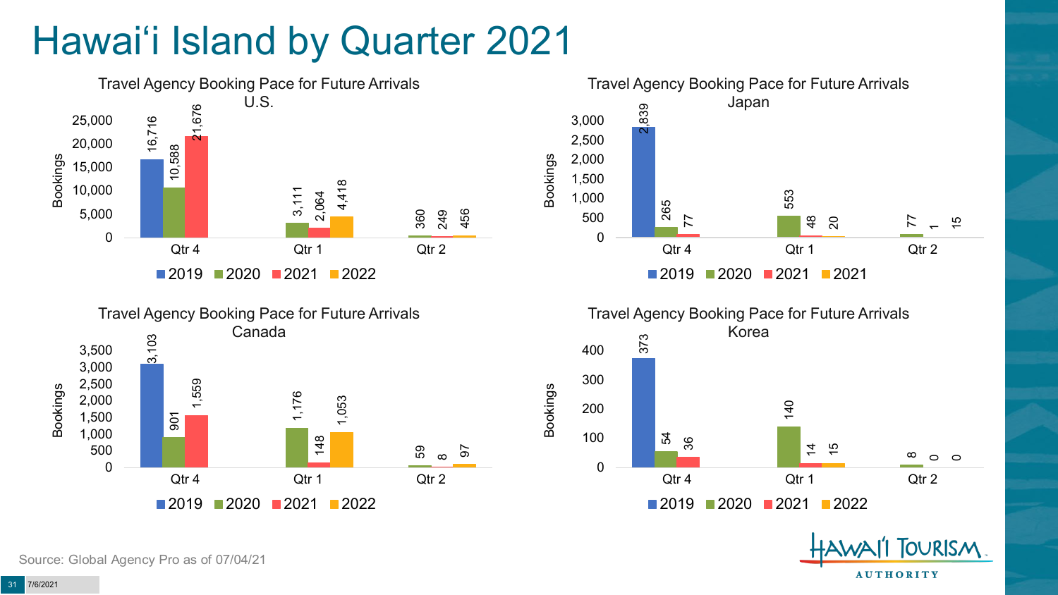# Hawai‘i Island by Quarter 2021

**Travel Agency Booking Pace for Future Arrivals U.S.**

| Bookings | 2019 | 2020 | 2021 | 2022 |
| --- | --- | --- | --- | --- |
| Qtr 4 | 16,716 | 10,588 | 21,676 | |
| Qtr 1 | | 3,111 | 2,064 | 4,418 |
| Qtr 2 | | 360 | 249 | 456 |

**Travel Agency Booking Pace for Future Arrivals Japan**

| Bookings | 2019 | 2020 | 2021 | 2021 |
| --- | --- | --- | --- | --- |
| Qtr 4 | 2,839 | 265 | 77 | |
| Qtr 1 | | 553 | 48 | 20 |
| Qtr 2 | | 77 | 1 | 15 |

**Travel Agency Booking Pace for Future Arrivals Canada**

| Bookings | 2019 | 2020 | 2021 | 2022 |
| --- | --- | --- | --- | --- |
| Qtr 4 | 3,103 | 901 | 1,559 | |
| Qtr 1 | | 1,176 | 148 | 1,053 |
| Qtr 2 | | 59 | 8 | 97 |

**Travel Agency Booking Pace for Future Arrivals Korea**

| Bookings | 2019 | 2020 | 2021 | 2022 |
| --- | --- | --- | --- | --- |
| Qtr 4 | 373 | 54 | 36 | |
| Qtr 1 | | 140 | 14 | 15 |
| Qtr 2 | | 8 | 0 | 0 |

Source: Global Agency Pro as of 07/04/21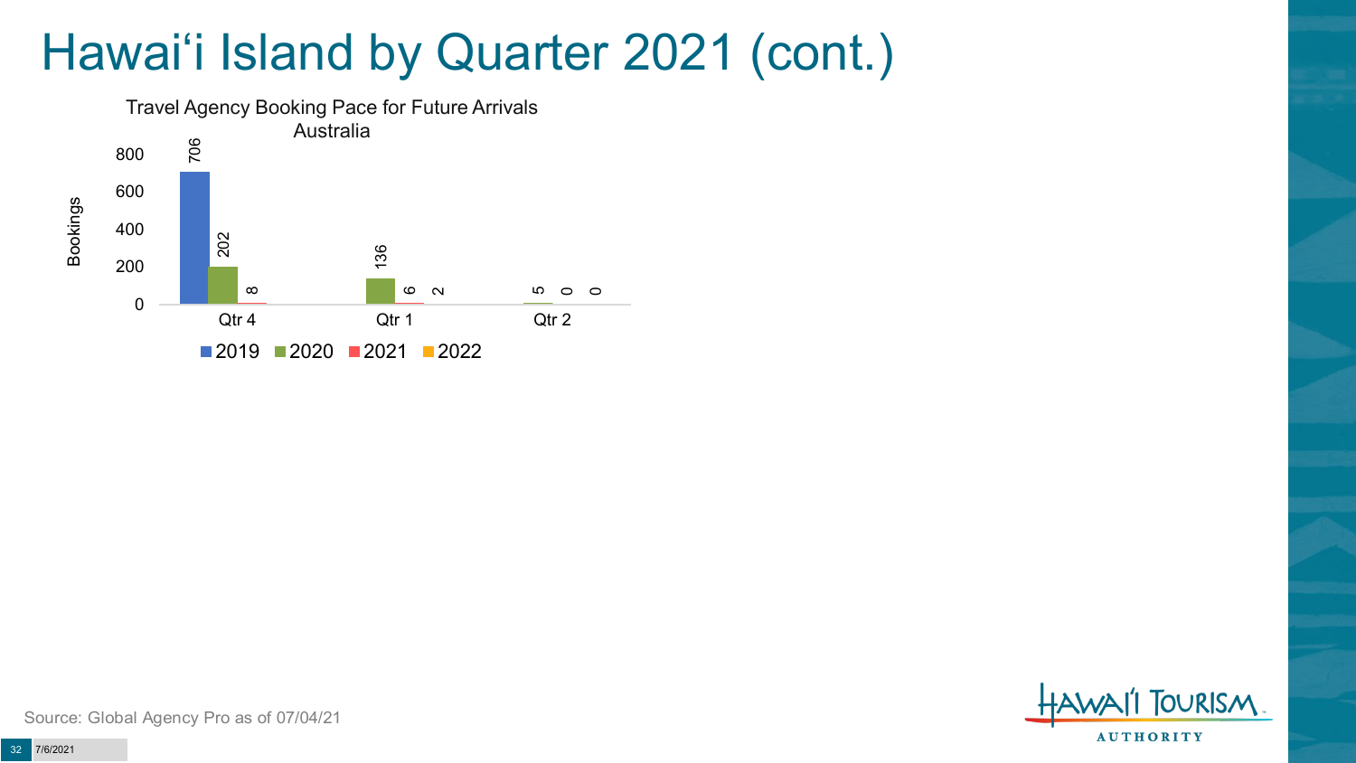# Hawai'i Island by Quarter 2021 (cont.)

Travel Agency Booking Pace for Future Arrivals
Australia

Bookings

800
600
400
200
0

706
202
8
136
6
2
5
0
0

Qtr 4
Qtr 1
Qtr 2

2019 2020 2021 2022

Source: Global Agency Pro as of 07/04/21